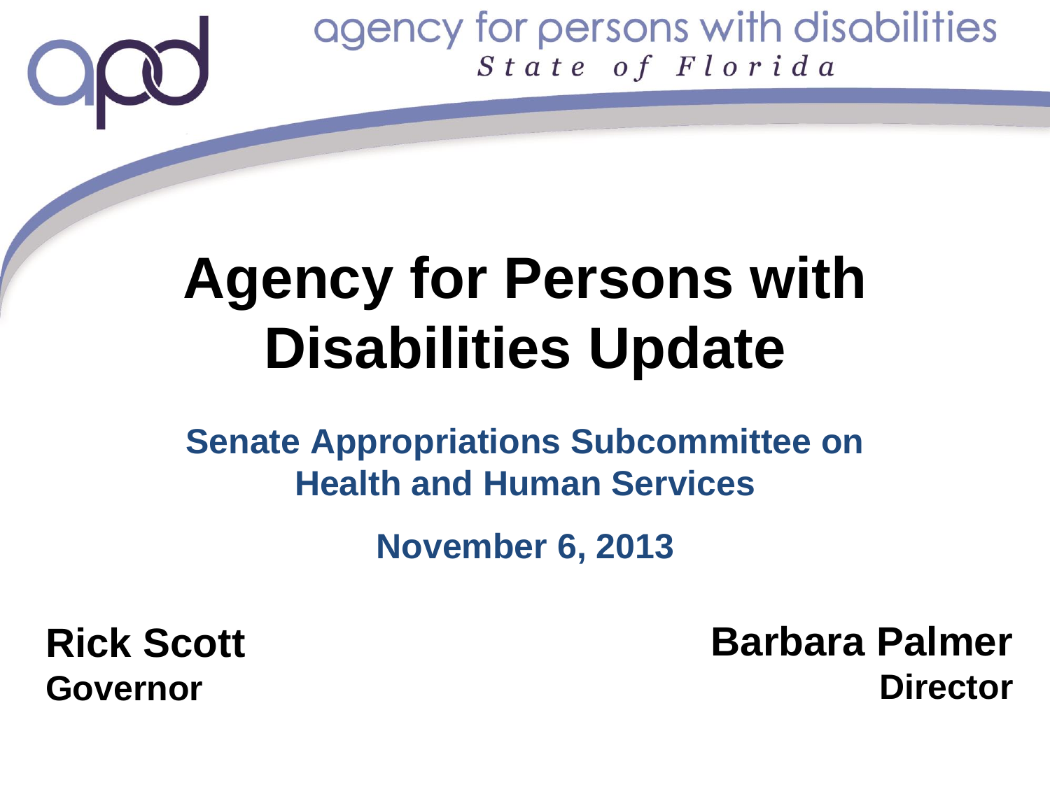agency for persons with disabilities
*State of Florida*

# Agency for Persons with Disabilities Update

## Senate Appropriations Subcommittee on Health and Human Services

**November 6, 2013**

**Rick Scott**
**Governor**

**Barbara Palmer**
**Director**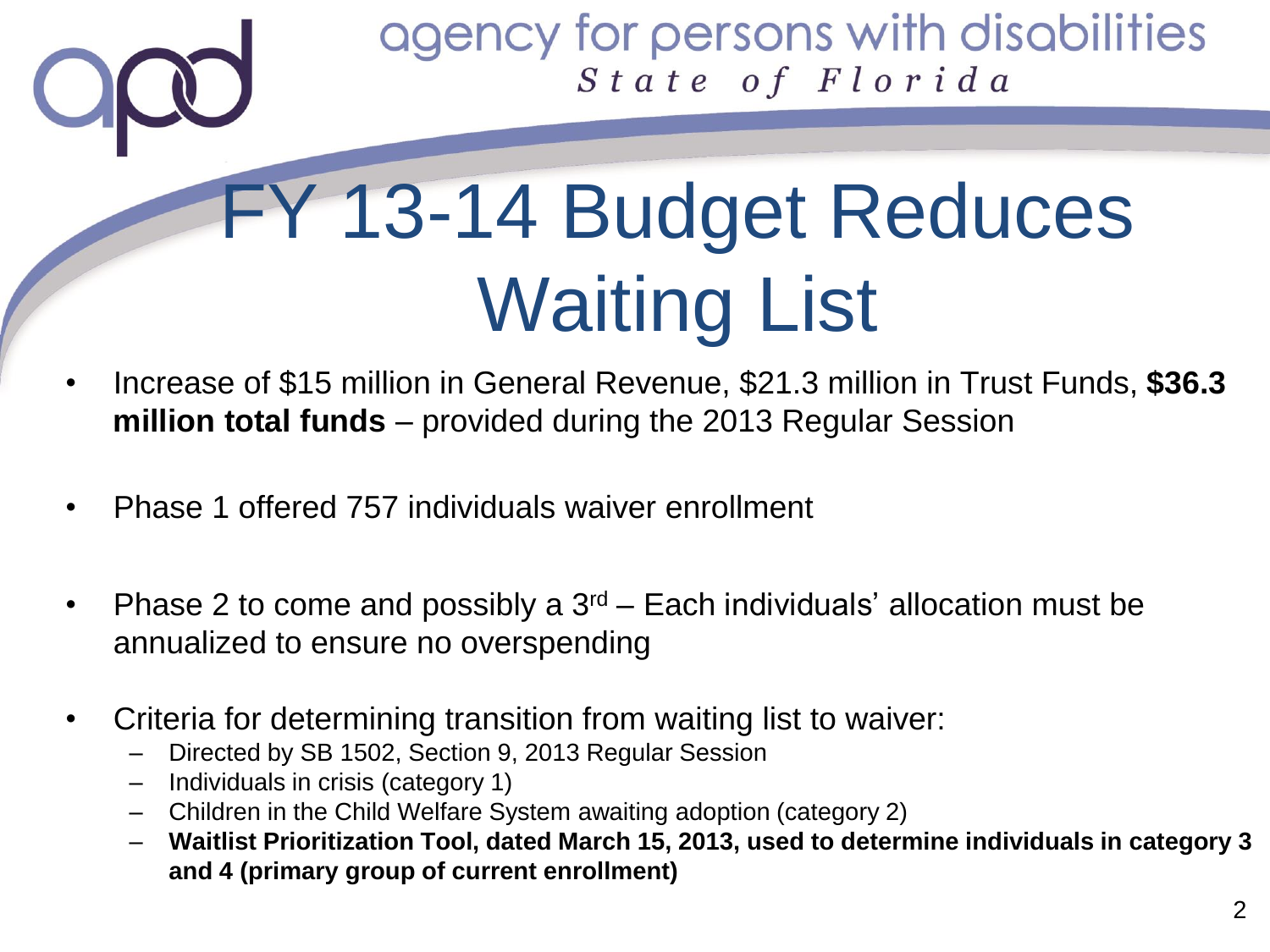# FY 13-14 Budget Reduces Waiting List

- Increase of $15 million in General Revenue, $21.3 million in Trust Funds, **$36.3 million total funds** – provided during the 2013 Regular Session
- Phase 1 offered 757 individuals waiver enrollment
- Phase 2 to come and possibly a 3rd – Each individuals' allocation must be annualized to ensure no overspending
- Criteria for determining transition from waiting list to waiver:
  - Directed by SB 1502, Section 9, 2013 Regular Session
  - Individuals in crisis (category 1)
  - Children in the Child Welfare System awaiting adoption (category 2)
  - **Waitlist Prioritization Tool, dated March 15, 2013, used to determine individuals in category 3 and 4 (primary group of current enrollment)**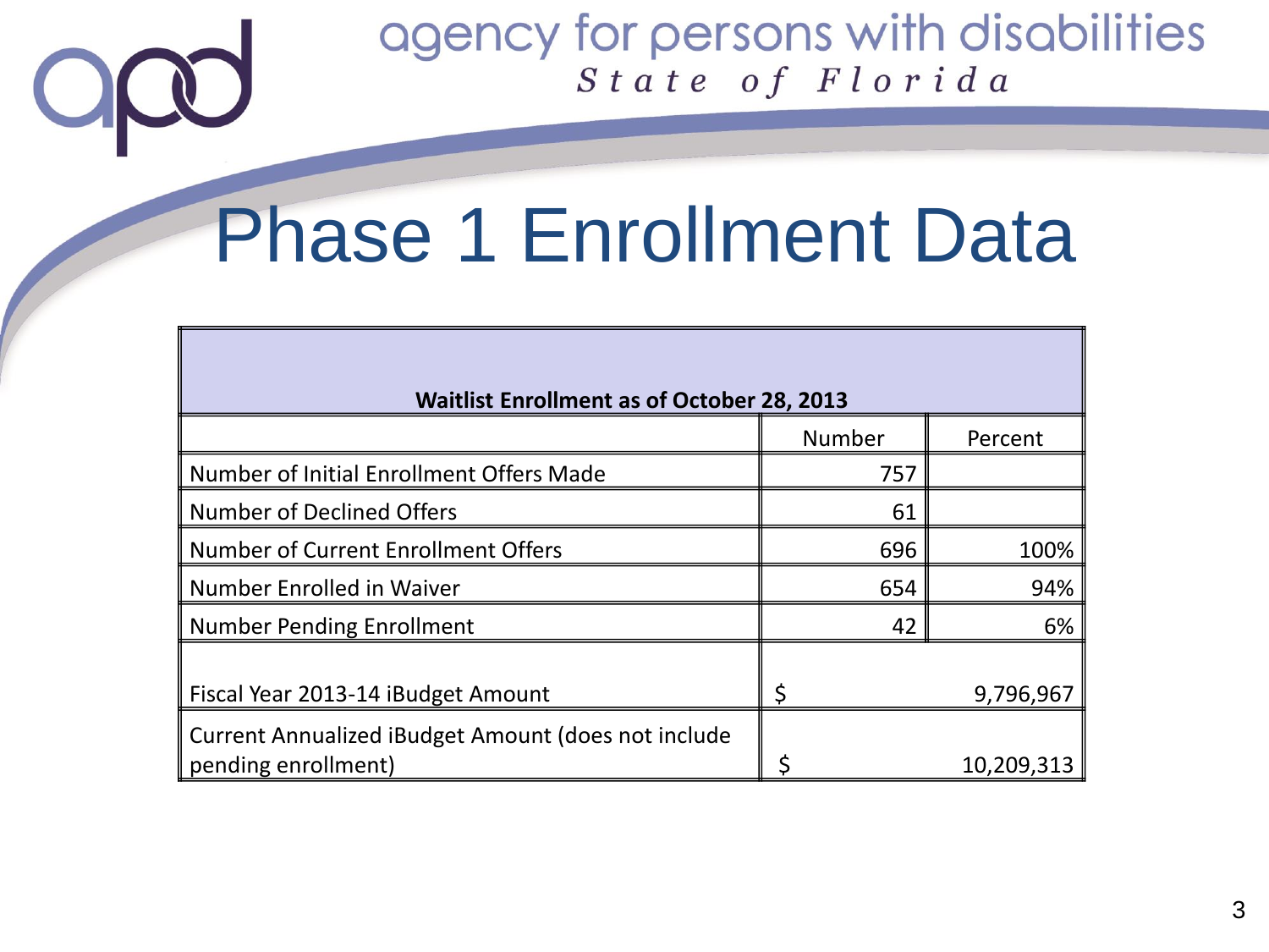# Phase 1 Enrollment Data

| Waitlist Enrollment as of October 28, 2013 | | |
|---|---|---|
| | Number | Percent |
| Number of Initial Enrollment Offers Made | 757 | |
| Number of Declined Offers | 61 | |
| Number of Current Enrollment Offers | 696 | 100% |
| Number Enrolled in Waiver | 654 | 94% |
| Number Pending Enrollment | 42 | 6% |
| Fiscal Year 2013-14 iBudget Amount | $ 9,796,967 | |
| Current Annualized iBudget Amount (does not include pending enrollment) | $ 10,209,313 | |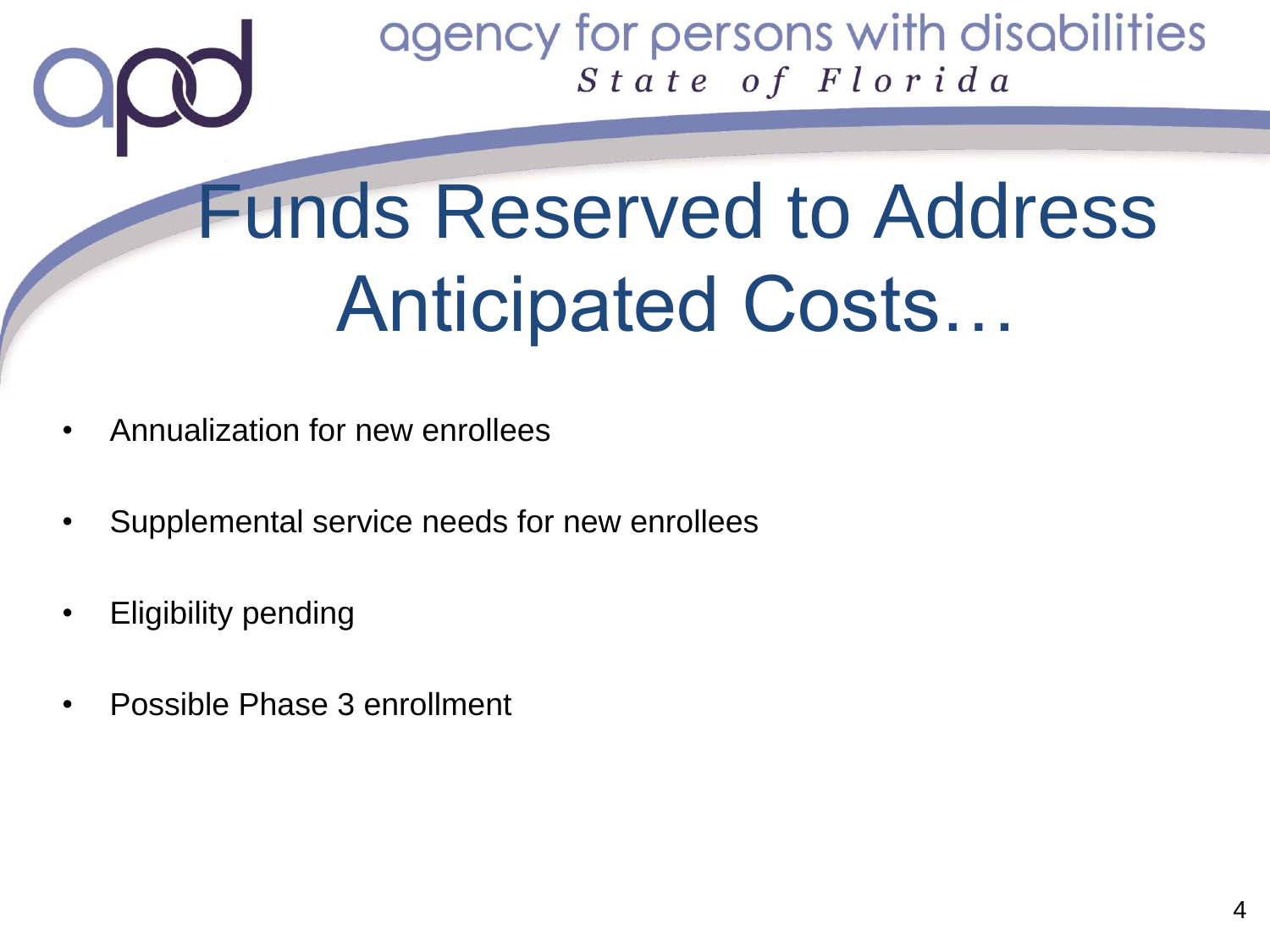# Funds Reserved to Address Anticipated Costs…

- Annualization for new enrollees
- Supplemental service needs for new enrollees
- Eligibility pending
- Possible Phase 3 enrollment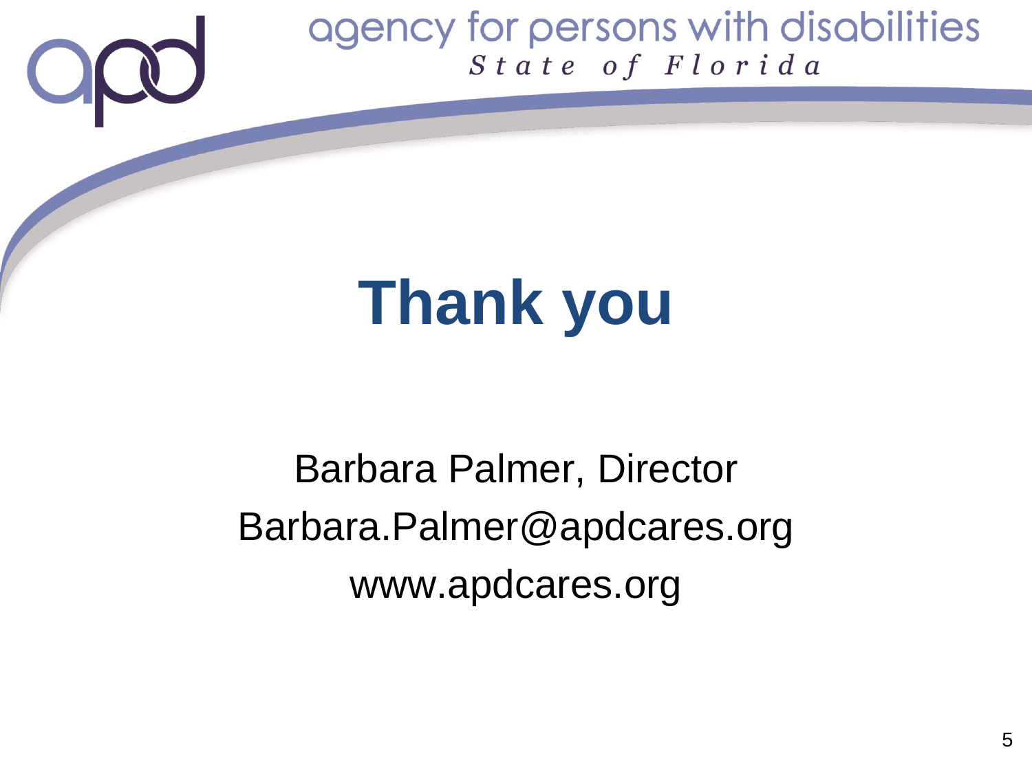agency for persons with disabilities
*State of Florida*

# Thank you

Barbara Palmer, Director

Barbara.Palmer@apdcares.org

www.apdcares.org